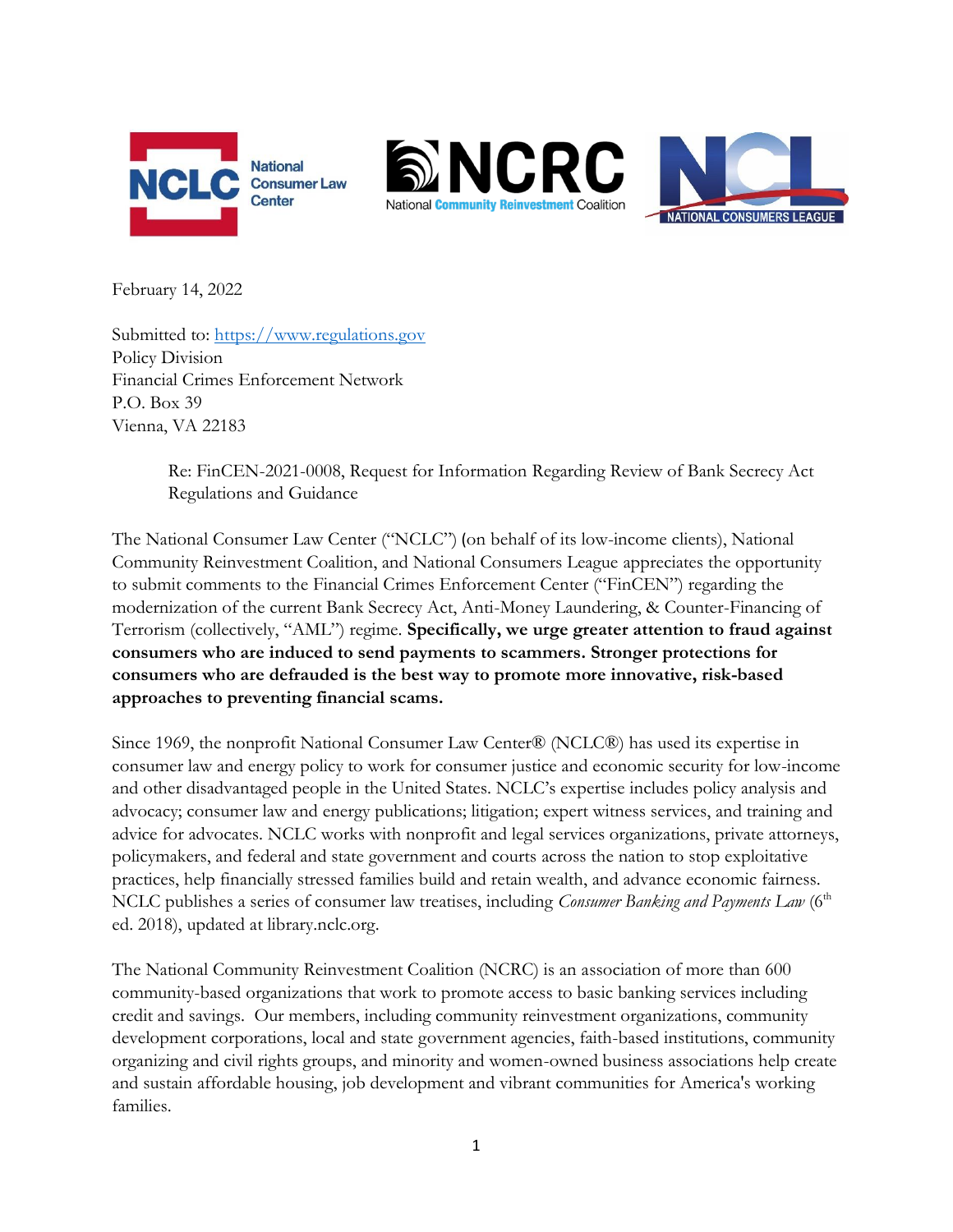February 14, 2022

Submitted to: https://www.regulations.gov
Policy Division
Financial Crimes Enforcement Network
P.O. Box 39
Vienna, VA 22183

> Re: FinCEN-2021-0008, Request for Information Regarding Review of Bank Secrecy Act Regulations and Guidance

The National Consumer Law Center ("NCLC") (on behalf of its low-income clients), National Community Reinvestment Coalition, and National Consumers League appreciates the opportunity to submit comments to the Financial Crimes Enforcement Center ("FinCEN") regarding the modernization of the current Bank Secrecy Act, Anti-Money Laundering, & Counter-Financing of Terrorism (collectively, "AML") regime. **Specifically, we urge greater attention to fraud against consumers who are induced to send payments to scammers. Stronger protections for consumers who are defrauded is the best way to promote more innovative, risk-based approaches to preventing financial scams.**

Since 1969, the nonprofit National Consumer Law Center® (NCLC®) has used its expertise in consumer law and energy policy to work for consumer justice and economic security for low-income and other disadvantaged people in the United States. NCLC's expertise includes policy analysis and advocacy; consumer law and energy publications; litigation; expert witness services, and training and advice for advocates. NCLC works with nonprofit and legal services organizations, private attorneys, policymakers, and federal and state government and courts across the nation to stop exploitative practices, help financially stressed families build and retain wealth, and advance economic fairness. NCLC publishes a series of consumer law treatises, including *Consumer Banking and Payments Law* (6th ed. 2018), updated at library.nclc.org.

The National Community Reinvestment Coalition (NCRC) is an association of more than 600 community-based organizations that work to promote access to basic banking services including credit and savings. Our members, including community reinvestment organizations, community development corporations, local and state government agencies, faith-based institutions, community organizing and civil rights groups, and minority and women-owned business associations help create and sustain affordable housing, job development and vibrant communities for America's working families.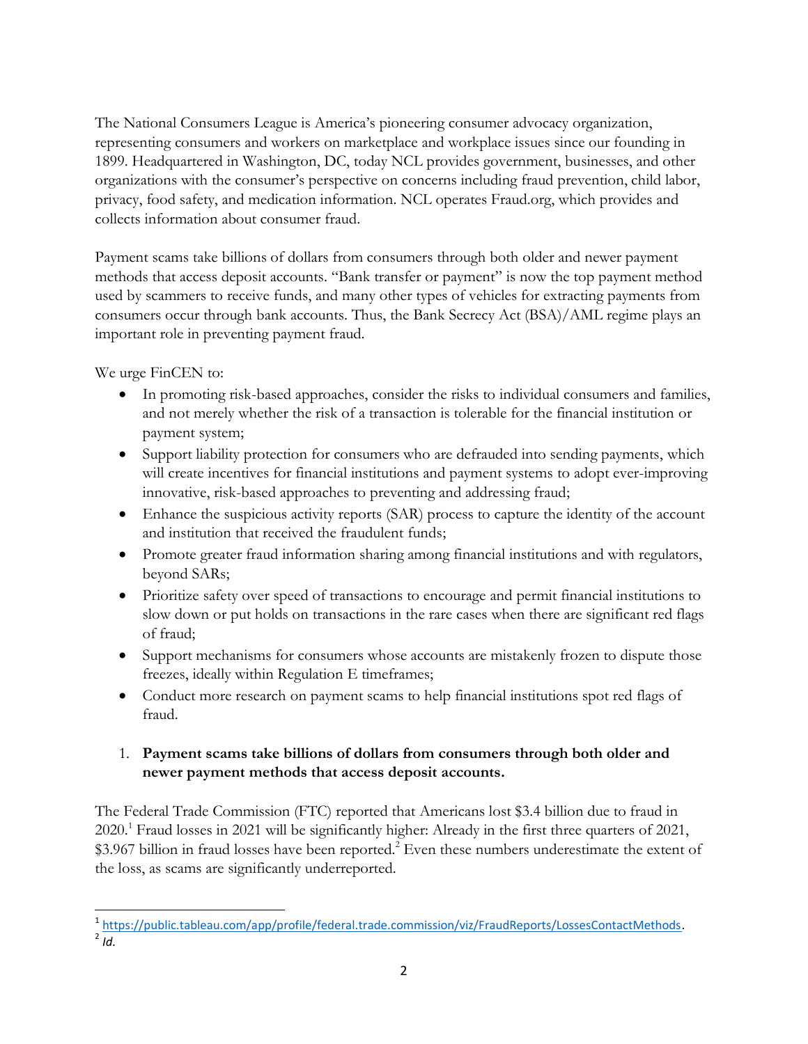The National Consumers League is America's pioneering consumer advocacy organization, representing consumers and workers on marketplace and workplace issues since our founding in 1899. Headquartered in Washington, DC, today NCL provides government, businesses, and other organizations with the consumer's perspective on concerns including fraud prevention, child labor, privacy, food safety, and medication information. NCL operates Fraud.org, which provides and collects information about consumer fraud.

Payment scams take billions of dollars from consumers through both older and newer payment methods that access deposit accounts. "Bank transfer or payment" is now the top payment method used by scammers to receive funds, and many other types of vehicles for extracting payments from consumers occur through bank accounts. Thus, the Bank Secrecy Act (BSA)/AML regime plays an important role in preventing payment fraud.

We urge FinCEN to:

- In promoting risk-based approaches, consider the risks to individual consumers and families, and not merely whether the risk of a transaction is tolerable for the financial institution or payment system;
- Support liability protection for consumers who are defrauded into sending payments, which will create incentives for financial institutions and payment systems to adopt ever-improving innovative, risk-based approaches to preventing and addressing fraud;
- Enhance the suspicious activity reports (SAR) process to capture the identity of the account and institution that received the fraudulent funds;
- Promote greater fraud information sharing among financial institutions and with regulators, beyond SARs;
- Prioritize safety over speed of transactions to encourage and permit financial institutions to slow down or put holds on transactions in the rare cases when there are significant red flags of fraud;
- Support mechanisms for consumers whose accounts are mistakenly frozen to dispute those freezes, ideally within Regulation E timeframes;
- Conduct more research on payment scams to help financial institutions spot red flags of fraud.

1. **Payment scams take billions of dollars from consumers through both older and newer payment methods that access deposit accounts.**

The Federal Trade Commission (FTC) reported that Americans lost $3.4 billion due to fraud in 2020.[1] Fraud losses in 2021 will be significantly higher: Already in the first three quarters of 2021, $3.967 billion in fraud losses have been reported.[2] Even these numbers underestimate the extent of the loss, as scams are significantly underreported.

[1] https://public.tableau.com/app/profile/federal.trade.commission/viz/FraudReports/LossesContactMethods.

[2] *Id.*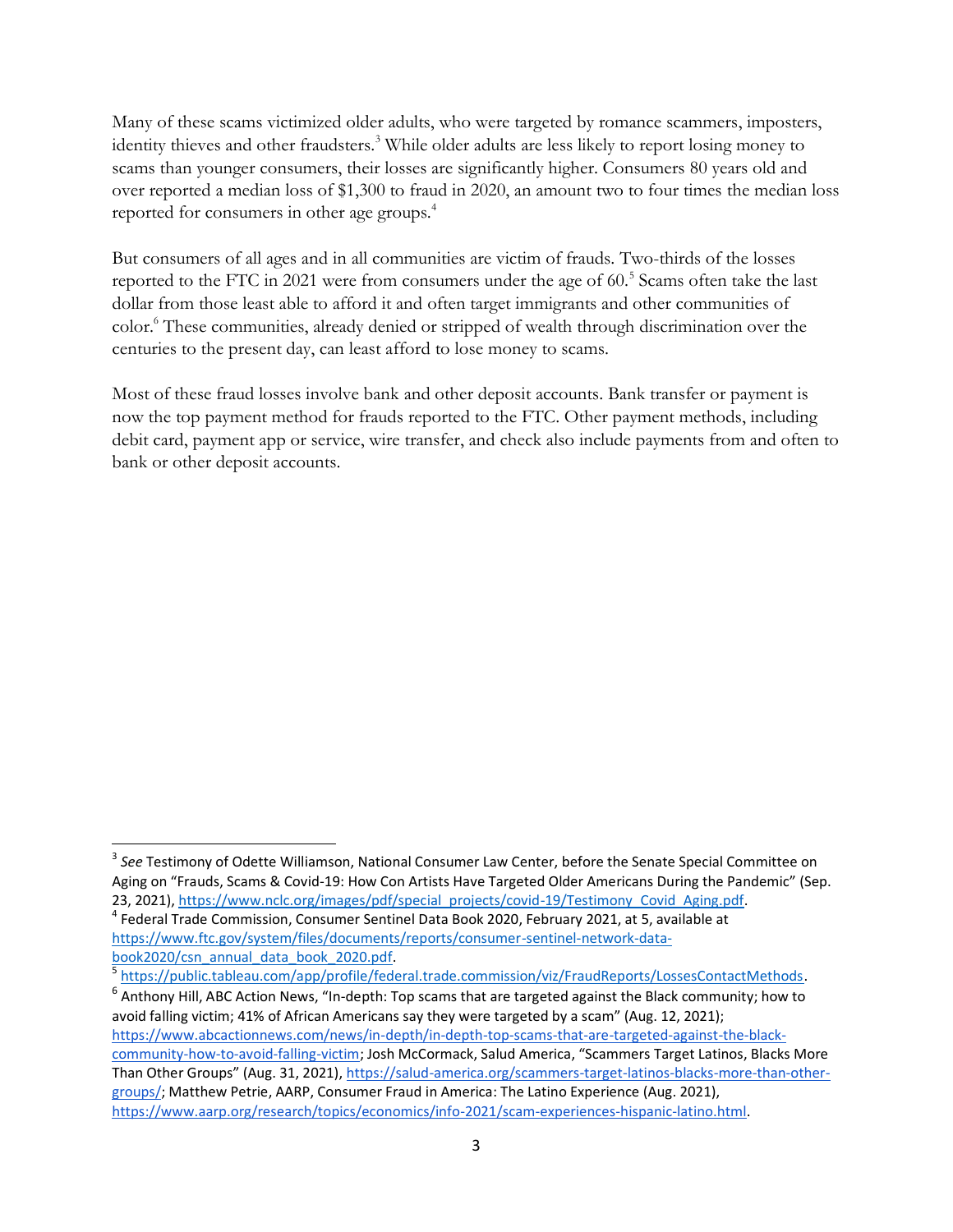Many of these scams victimized older adults, who were targeted by romance scammers, imposters, identity thieves and other fraudsters.[3] While older adults are less likely to report losing money to scams than younger consumers, their losses are significantly higher. Consumers 80 years old and over reported a median loss of $1,300 to fraud in 2020, an amount two to four times the median loss reported for consumers in other age groups.[4]

But consumers of all ages and in all communities are victim of frauds. Two-thirds of the losses reported to the FTC in 2021 were from consumers under the age of 60.[5] Scams often take the last dollar from those least able to afford it and often target immigrants and other communities of color.[6] These communities, already denied or stripped of wealth through discrimination over the centuries to the present day, can least afford to lose money to scams.

Most of these fraud losses involve bank and other deposit accounts. Bank transfer or payment is now the top payment method for frauds reported to the FTC. Other payment methods, including debit card, payment app or service, wire transfer, and check also include payments from and often to bank or other deposit accounts.

---

[3] *See* Testimony of Odette Williamson, National Consumer Law Center, before the Senate Special Committee on Aging on "Frauds, Scams & Covid-19: How Con Artists Have Targeted Older Americans During the Pandemic" (Sep. 23, 2021), https://www.nclc.org/images/pdf/special_projects/covid-19/Testimony_Covid_Aging.pdf.

[4] Federal Trade Commission, Consumer Sentinel Data Book 2020, February 2021, at 5, available at https://www.ftc.gov/system/files/documents/reports/consumer-sentinel-network-data-book2020/csn_annual_data_book_2020.pdf.

[5] https://public.tableau.com/app/profile/federal.trade.commission/viz/FraudReports/LossesContactMethods.

[6] Anthony Hill, ABC Action News, "In-depth: Top scams that are targeted against the Black community; how to avoid falling victim; 41% of African Americans say they were targeted by a scam" (Aug. 12, 2021); https://www.abcactionnews.com/news/in-depth/in-depth-top-scams-that-are-targeted-against-the-black-community-how-to-avoid-falling-victim; Josh McCormack, Salud America, "Scammers Target Latinos, Blacks More Than Other Groups" (Aug. 31, 2021), https://salud-america.org/scammers-target-latinos-blacks-more-than-other-groups/; Matthew Petrie, AARP, Consumer Fraud in America: The Latino Experience (Aug. 2021), https://www.aarp.org/research/topics/economics/info-2021/scam-experiences-hispanic-latino.html.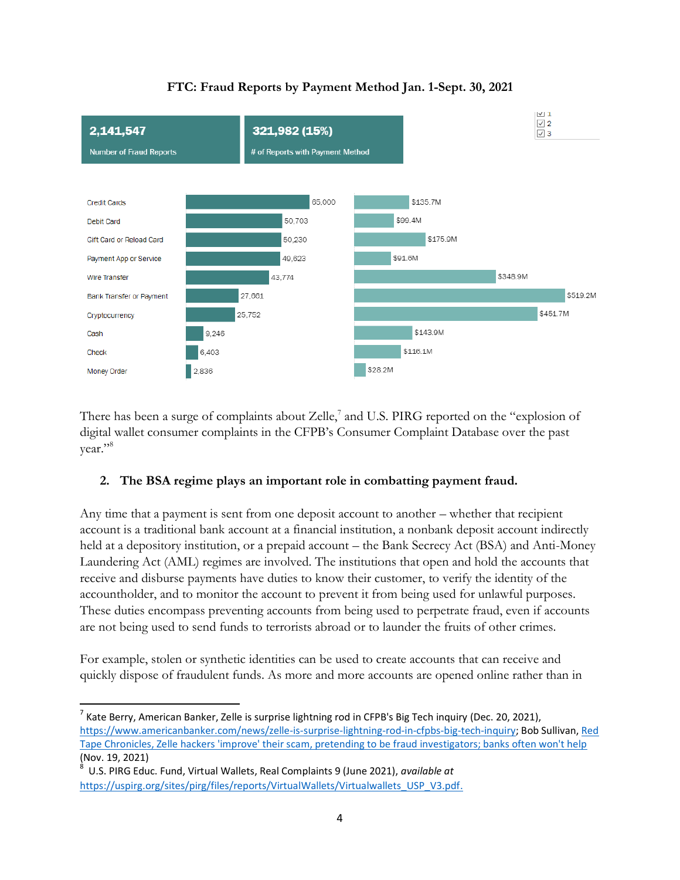**FTC: Fraud Reports by Payment Method Jan. 1-Sept. 30, 2021**

| 2,141,547 Number of Fraud Reports | 321,982 (15%) # of Reports with Payment Method |
|---|---|

| Payment Method | Number of Reports | Amount |
|---|---|---|
| Credit Cards | 65,000 | $135.7M |
| Debit Card | 50,703 | $99.4M |
| Gift Card or Reload Card | 50,230 | $175.9M |
| Payment App or Service | 49,623 | $91.6M |
| Wire Transfer | 43,774 | $348.9M |
| Bank Transfer or Payment | 27,661 | $519.2M |
| Cryptocurrency | 25,752 | $451.7M |
| Cash | 9,246 | $143.9M |
| Check | 6,403 | $116.1M |
| Money Order | 2,836 | $28.2M |

There has been a surge of complaints about Zelle,[7] and U.S. PIRG reported on the "explosion of digital wallet consumer complaints in the CFPB's Consumer Complaint Database over the past year."[8]

## 2. The BSA regime plays an important role in combatting payment fraud.

Any time that a payment is sent from one deposit account to another – whether that recipient account is a traditional bank account at a financial institution, a nonbank deposit account indirectly held at a depository institution, or a prepaid account – the Bank Secrecy Act (BSA) and Anti-Money Laundering Act (AML) regimes are involved. The institutions that open and hold the accounts that receive and disburse payments have duties to know their customer, to verify the identity of the accountholder, and to monitor the account to prevent it from being used for unlawful purposes. These duties encompass preventing accounts from being used to perpetrate fraud, even if accounts are not being used to send funds to terrorists abroad or to launder the fruits of other crimes.

For example, stolen or synthetic identities can be used to create accounts that can receive and quickly dispose of fraudulent funds. As more and more accounts are opened online rather than in

---

[7] Kate Berry, American Banker, Zelle is surprise lightning rod in CFPB's Big Tech inquiry (Dec. 20, 2021), https://www.americanbanker.com/news/zelle-is-surprise-lightning-rod-in-cfpbs-big-tech-inquiry; Bob Sullivan, Red Tape Chronicles, Zelle hackers 'improve' their scam, pretending to be fraud investigators; banks often won't help (Nov. 19, 2021)

[8] U.S. PIRG Educ. Fund, Virtual Wallets, Real Complaints 9 (June 2021), *available at* https://uspirg.org/sites/pirg/files/reports/VirtualWallets/Virtualwallets_USP_V3.pdf.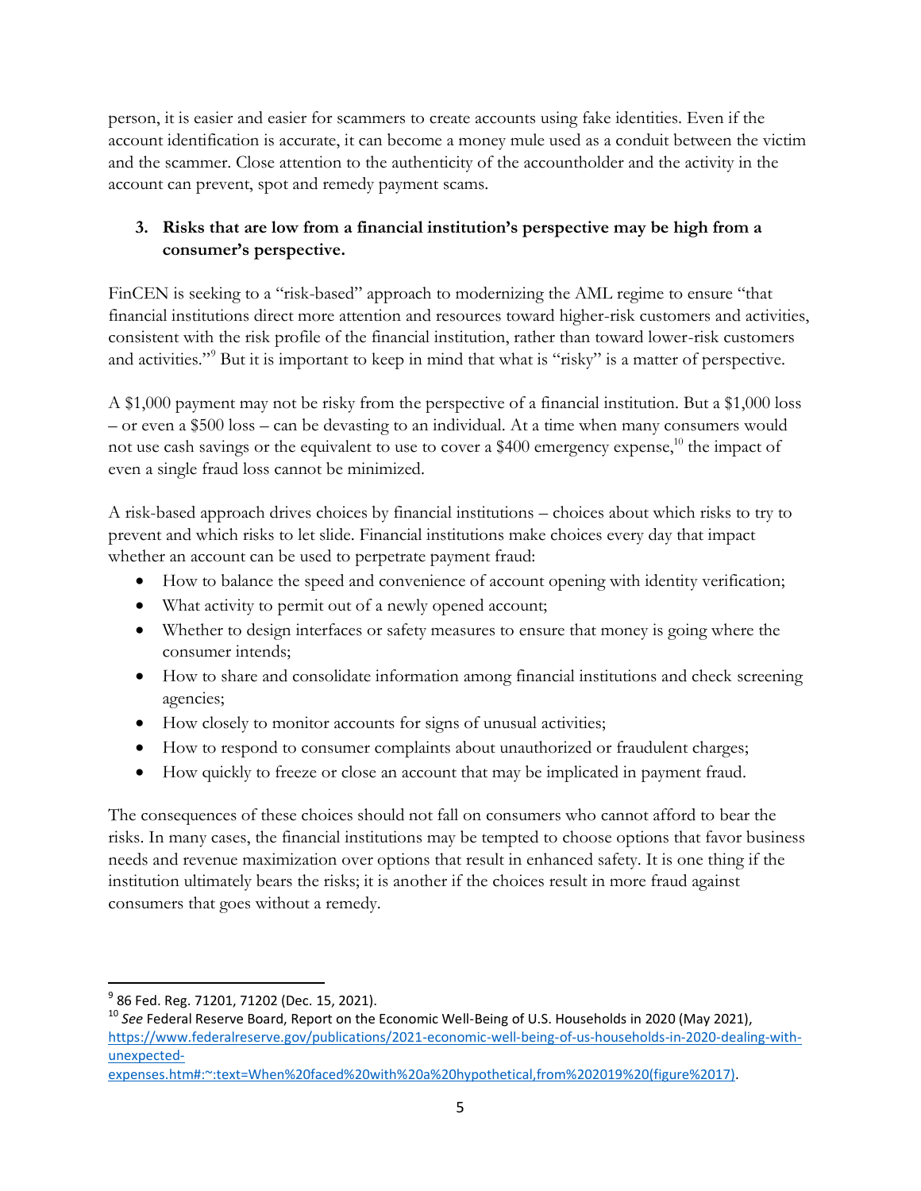person, it is easier and easier for scammers to create accounts using fake identities. Even if the account identification is accurate, it can become a money mule used as a conduit between the victim and the scammer. Close attention to the authenticity of the accountholder and the activity in the account can prevent, spot and remedy payment scams.

**3. Risks that are low from a financial institution's perspective may be high from a consumer's perspective.**

FinCEN is seeking to a "risk-based" approach to modernizing the AML regime to ensure "that financial institutions direct more attention and resources toward higher-risk customers and activities, consistent with the risk profile of the financial institution, rather than toward lower-risk customers and activities."[9] But it is important to keep in mind that what is "risky" is a matter of perspective.

A $1,000 payment may not be risky from the perspective of a financial institution. But a $1,000 loss – or even a $500 loss – can be devasting to an individual. At a time when many consumers would not use cash savings or the equivalent to use to cover a $400 emergency expense,[10] the impact of even a single fraud loss cannot be minimized.

A risk-based approach drives choices by financial institutions – choices about which risks to try to prevent and which risks to let slide. Financial institutions make choices every day that impact whether an account can be used to perpetrate payment fraud:

- How to balance the speed and convenience of account opening with identity verification;
- What activity to permit out of a newly opened account;
- Whether to design interfaces or safety measures to ensure that money is going where the consumer intends;
- How to share and consolidate information among financial institutions and check screening agencies;
- How closely to monitor accounts for signs of unusual activities;
- How to respond to consumer complaints about unauthorized or fraudulent charges;
- How quickly to freeze or close an account that may be implicated in payment fraud.

The consequences of these choices should not fall on consumers who cannot afford to bear the risks. In many cases, the financial institutions may be tempted to choose options that favor business needs and revenue maximization over options that result in enhanced safety. It is one thing if the institution ultimately bears the risks; it is another if the choices result in more fraud against consumers that goes without a remedy.

---

[9] 86 Fed. Reg. 71201, 71202 (Dec. 15, 2021).

[10] *See* Federal Reserve Board, Report on the Economic Well-Being of U.S. Households in 2020 (May 2021), https://www.federalreserve.gov/publications/2021-economic-well-being-of-us-households-in-2020-dealing-with-unexpected-expenses.htm#:~:text=When%20faced%20with%20a%20hypothetical,from%202019%20(figure%2017).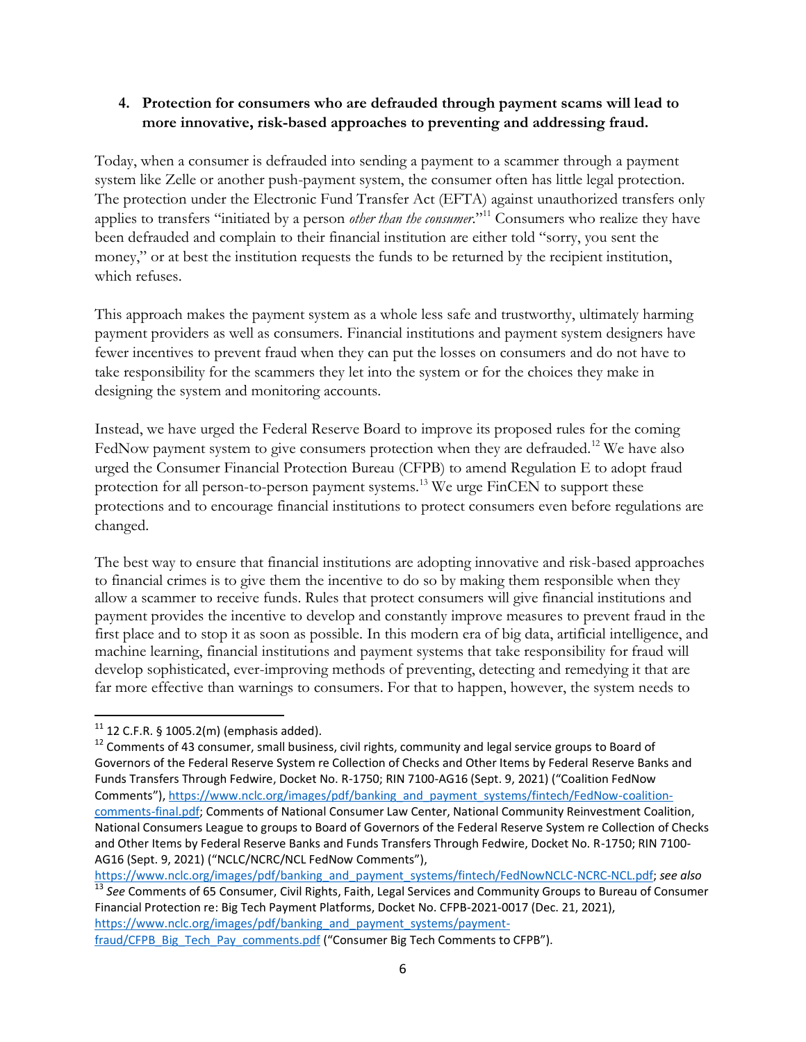### 4. **Protection for consumers who are defrauded through payment scams will lead to more innovative, risk-based approaches to preventing and addressing fraud.**

Today, when a consumer is defrauded into sending a payment to a scammer through a payment system like Zelle or another push-payment system, the consumer often has little legal protection. The protection under the Electronic Fund Transfer Act (EFTA) against unauthorized transfers only applies to transfers "initiated by a person *other than the consumer*."[11] Consumers who realize they have been defrauded and complain to their financial institution are either told "sorry, you sent the money," or at best the institution requests the funds to be returned by the recipient institution, which refuses.

This approach makes the payment system as a whole less safe and trustworthy, ultimately harming payment providers as well as consumers. Financial institutions and payment system designers have fewer incentives to prevent fraud when they can put the losses on consumers and do not have to take responsibility for the scammers they let into the system or for the choices they make in designing the system and monitoring accounts.

Instead, we have urged the Federal Reserve Board to improve its proposed rules for the coming FedNow payment system to give consumers protection when they are defrauded.[12] We have also urged the Consumer Financial Protection Bureau (CFPB) to amend Regulation E to adopt fraud protection for all person-to-person payment systems.[13] We urge FinCEN to support these protections and to encourage financial institutions to protect consumers even before regulations are changed.

The best way to ensure that financial institutions are adopting innovative and risk-based approaches to financial crimes is to give them the incentive to do so by making them responsible when they allow a scammer to receive funds. Rules that protect consumers will give financial institutions and payment provides the incentive to develop and constantly improve measures to prevent fraud in the first place and to stop it as soon as possible. In this modern era of big data, artificial intelligence, and machine learning, financial institutions and payment systems that take responsibility for fraud will develop sophisticated, ever-improving methods of preventing, detecting and remedying it that are far more effective than warnings to consumers. For that to happen, however, the system needs to

---

[11] 12 C.F.R. § 1005.2(m) (emphasis added).

[12] Comments of 43 consumer, small business, civil rights, community and legal service groups to Board of Governors of the Federal Reserve System re Collection of Checks and Other Items by Federal Reserve Banks and Funds Transfers Through Fedwire, Docket No. R-1750; RIN 7100-AG16 (Sept. 9, 2021) ("Coalition FedNow Comments"), https://www.nclc.org/images/pdf/banking_and_payment_systems/fintech/FedNow-coalition-comments-final.pdf; Comments of National Consumer Law Center, National Community Reinvestment Coalition, National Consumers League to groups to Board of Governors of the Federal Reserve System re Collection of Checks and Other Items by Federal Reserve Banks and Funds Transfers Through Fedwire, Docket No. R-1750; RIN 7100-AG16 (Sept. 9, 2021) ("NCLC/NCRC/NCL FedNow Comments"), https://www.nclc.org/images/pdf/banking_and_payment_systems/fintech/FedNowNCLC-NCRC-NCL.pdf; *see also*

[13] *See* Comments of 65 Consumer, Civil Rights, Faith, Legal Services and Community Groups to Bureau of Consumer Financial Protection re: Big Tech Payment Platforms, Docket No. CFPB-2021-0017 (Dec. 21, 2021), https://www.nclc.org/images/pdf/banking_and_payment_systems/payment-fraud/CFPB_Big_Tech_Pay_comments.pdf ("Consumer Big Tech Comments to CFPB").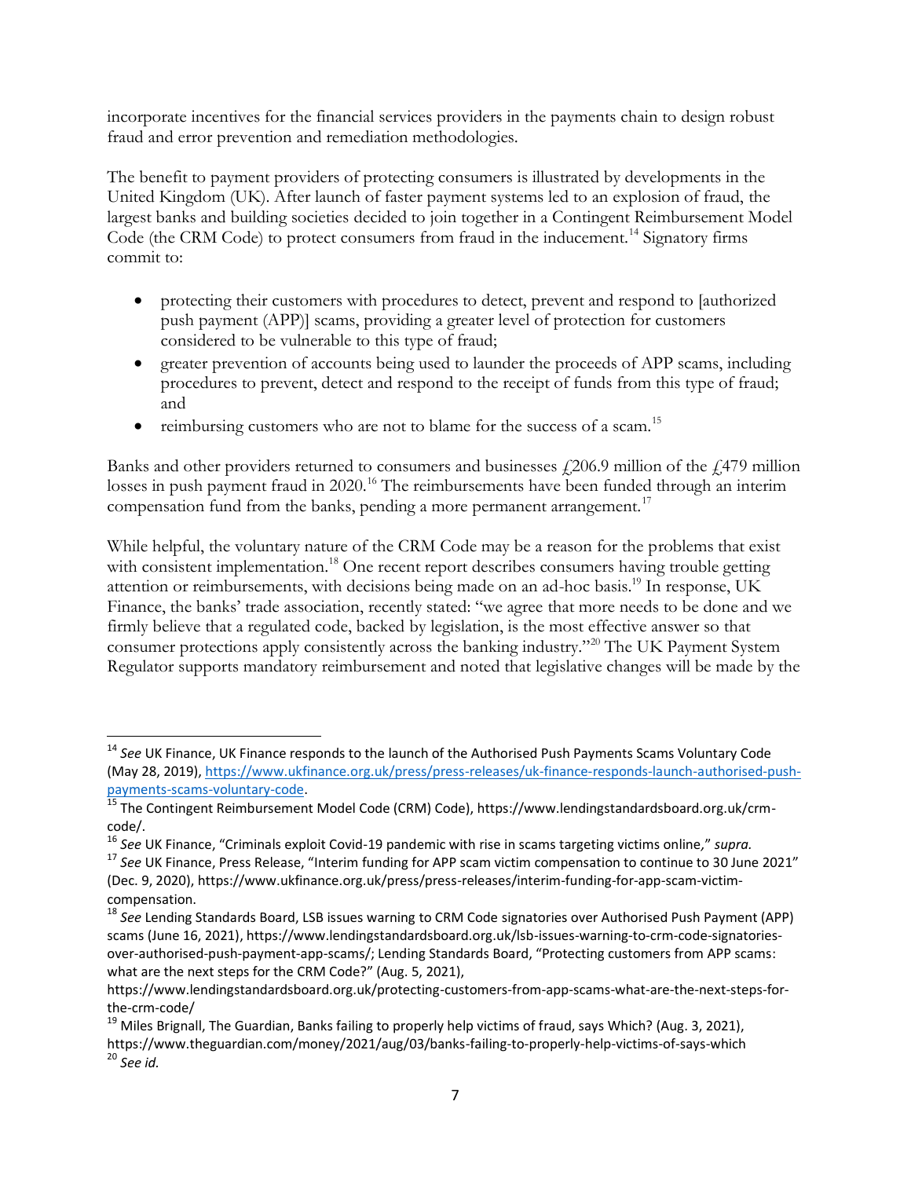incorporate incentives for the financial services providers in the payments chain to design robust fraud and error prevention and remediation methodologies.

The benefit to payment providers of protecting consumers is illustrated by developments in the United Kingdom (UK). After launch of faster payment systems led to an explosion of fraud, the largest banks and building societies decided to join together in a Contingent Reimbursement Model Code (the CRM Code) to protect consumers from fraud in the inducement.[14] Signatory firms commit to:

- protecting their customers with procedures to detect, prevent and respond to [authorized push payment (APP)] scams, providing a greater level of protection for customers considered to be vulnerable to this type of fraud;
- greater prevention of accounts being used to launder the proceeds of APP scams, including procedures to prevent, detect and respond to the receipt of funds from this type of fraud; and
- reimbursing customers who are not to blame for the success of a scam.[15]

Banks and other providers returned to consumers and businesses £206.9 million of the £479 million losses in push payment fraud in 2020.[16] The reimbursements have been funded through an interim compensation fund from the banks, pending a more permanent arrangement.[17]

While helpful, the voluntary nature of the CRM Code may be a reason for the problems that exist with consistent implementation.[18] One recent report describes consumers having trouble getting attention or reimbursements, with decisions being made on an ad-hoc basis.[19] In response, UK Finance, the banks' trade association, recently stated: "we agree that more needs to be done and we firmly believe that a regulated code, backed by legislation, is the most effective answer so that consumer protections apply consistently across the banking industry."[20] The UK Payment System Regulator supports mandatory reimbursement and noted that legislative changes will be made by the

---

[14] *See* UK Finance, UK Finance responds to the launch of the Authorised Push Payments Scams Voluntary Code (May 28, 2019), https://www.ukfinance.org.uk/press/press-releases/uk-finance-responds-launch-authorised-push-payments-scams-voluntary-code.

[15] The Contingent Reimbursement Model Code (CRM) Code), https://www.lendingstandardsboard.org.uk/crm-code/.

[16] *See* UK Finance, "Criminals exploit Covid-19 pandemic with rise in scams targeting victims online," *supra.*

[17] *See* UK Finance, Press Release, "Interim funding for APP scam victim compensation to continue to 30 June 2021" (Dec. 9, 2020), https://www.ukfinance.org.uk/press/press-releases/interim-funding-for-app-scam-victim-compensation.

[18] *See* Lending Standards Board, LSB issues warning to CRM Code signatories over Authorised Push Payment (APP) scams (June 16, 2021), https://www.lendingstandardsboard.org.uk/lsb-issues-warning-to-crm-code-signatories-over-authorised-push-payment-app-scams/; Lending Standards Board, "Protecting customers from APP scams: what are the next steps for the CRM Code?" (Aug. 5, 2021), https://www.lendingstandardsboard.org.uk/protecting-customers-from-app-scams-what-are-the-next-steps-for-the-crm-code/

[19] Miles Brignall, The Guardian, Banks failing to properly help victims of fraud, says Which? (Aug. 3, 2021), https://www.theguardian.com/money/2021/aug/03/banks-failing-to-properly-help-victims-of-says-which

[20] *See id.*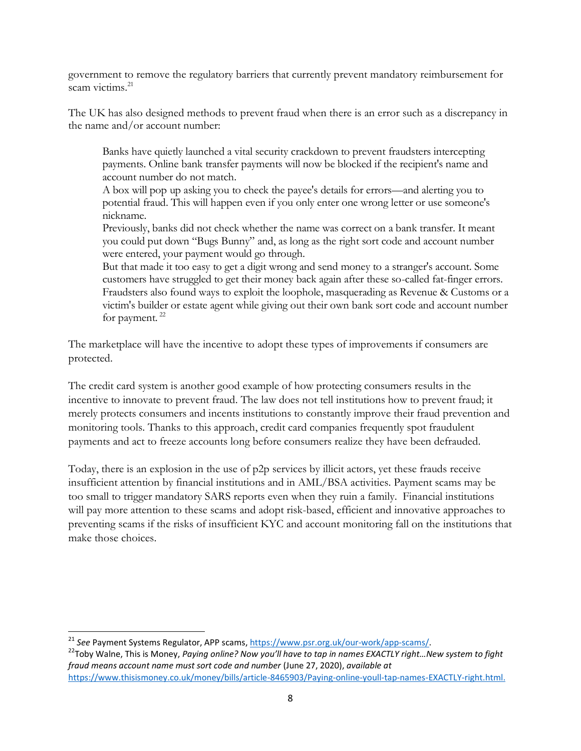government to remove the regulatory barriers that currently prevent mandatory reimbursement for scam victims.[21]

The UK has also designed methods to prevent fraud when there is an error such as a discrepancy in the name and/or account number:

> Banks have quietly launched a vital security crackdown to prevent fraudsters intercepting payments. Online bank transfer payments will now be blocked if the recipient's name and account number do not match.
>
> A box will pop up asking you to check the payee's details for errors—and alerting you to potential fraud. This will happen even if you only enter one wrong letter or use someone's nickname.
>
> Previously, banks did not check whether the name was correct on a bank transfer. It meant you could put down "Bugs Bunny" and, as long as the right sort code and account number were entered, your payment would go through.
>
> But that made it too easy to get a digit wrong and send money to a stranger's account. Some customers have struggled to get their money back again after these so-called fat-finger errors. Fraudsters also found ways to exploit the loophole, masquerading as Revenue & Customs or a victim's builder or estate agent while giving out their own bank sort code and account number for payment.[22]

The marketplace will have the incentive to adopt these types of improvements if consumers are protected.

The credit card system is another good example of how protecting consumers results in the incentive to innovate to prevent fraud. The law does not tell institutions how to prevent fraud; it merely protects consumers and incents institutions to constantly improve their fraud prevention and monitoring tools. Thanks to this approach, credit card companies frequently spot fraudulent payments and act to freeze accounts long before consumers realize they have been defrauded.

Today, there is an explosion in the use of p2p services by illicit actors, yet these frauds receive insufficient attention by financial institutions and in AML/BSA activities. Payment scams may be too small to trigger mandatory SARS reports even when they ruin a family. Financial institutions will pay more attention to these scams and adopt risk-based, efficient and innovative approaches to preventing scams if the risks of insufficient KYC and account monitoring fall on the institutions that make those choices.

---

[21] *See* Payment Systems Regulator, APP scams, https://www.psr.org.uk/our-work/app-scams/.

[22] Toby Walne, This is Money, *Paying online? Now you'll have to tap in names EXACTLY right…New system to fight fraud means account name must sort code and number* (June 27, 2020), *available at* https://www.thisismoney.co.uk/money/bills/article-8465903/Paying-online-youll-tap-names-EXACTLY-right.html.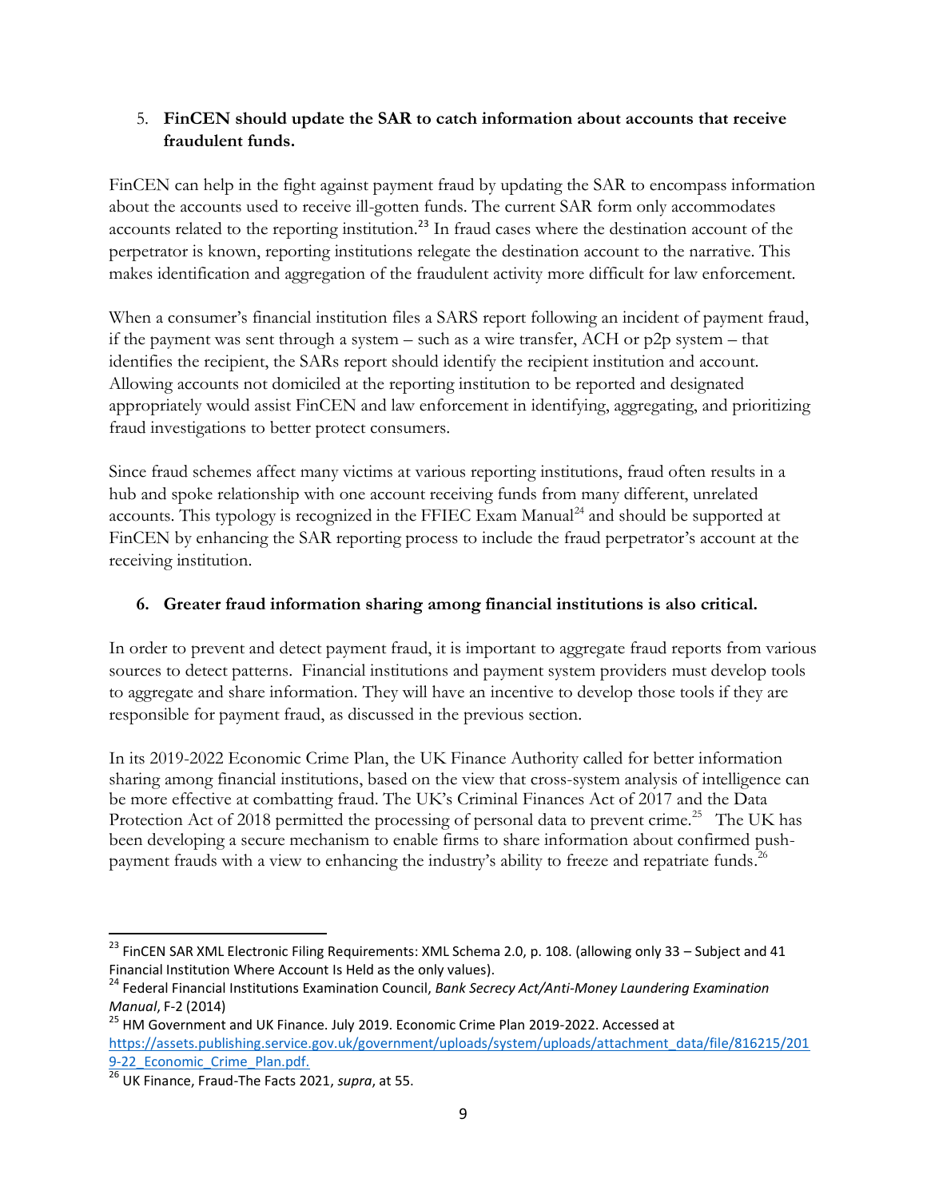5. **FinCEN should update the SAR to catch information about accounts that receive fraudulent funds.**

FinCEN can help in the fight against payment fraud by updating the SAR to encompass information about the accounts used to receive ill-gotten funds. The current SAR form only accommodates accounts related to the reporting institution.[23] In fraud cases where the destination account of the perpetrator is known, reporting institutions relegate the destination account to the narrative. This makes identification and aggregation of the fraudulent activity more difficult for law enforcement.

When a consumer's financial institution files a SARS report following an incident of payment fraud, if the payment was sent through a system – such as a wire transfer, ACH or p2p system – that identifies the recipient, the SARs report should identify the recipient institution and account. Allowing accounts not domiciled at the reporting institution to be reported and designated appropriately would assist FinCEN and law enforcement in identifying, aggregating, and prioritizing fraud investigations to better protect consumers.

Since fraud schemes affect many victims at various reporting institutions, fraud often results in a hub and spoke relationship with one account receiving funds from many different, unrelated accounts. This typology is recognized in the FFIEC Exam Manual[24] and should be supported at FinCEN by enhancing the SAR reporting process to include the fraud perpetrator's account at the receiving institution.

6. **Greater fraud information sharing among financial institutions is also critical.**

In order to prevent and detect payment fraud, it is important to aggregate fraud reports from various sources to detect patterns. Financial institutions and payment system providers must develop tools to aggregate and share information. They will have an incentive to develop those tools if they are responsible for payment fraud, as discussed in the previous section.

In its 2019-2022 Economic Crime Plan, the UK Finance Authority called for better information sharing among financial institutions, based on the view that cross-system analysis of intelligence can be more effective at combatting fraud. The UK's Criminal Finances Act of 2017 and the Data Protection Act of 2018 permitted the processing of personal data to prevent crime.[25] The UK has been developing a secure mechanism to enable firms to share information about confirmed push-payment frauds with a view to enhancing the industry's ability to freeze and repatriate funds.[26]

---

[23] FinCEN SAR XML Electronic Filing Requirements: XML Schema 2.0, p. 108. (allowing only 33 – Subject and 41 Financial Institution Where Account Is Held as the only values).

[24] Federal Financial Institutions Examination Council, *Bank Secrecy Act/Anti-Money Laundering Examination Manual*, F-2 (2014)

[25] HM Government and UK Finance. July 2019. Economic Crime Plan 2019-2022. Accessed at https://assets.publishing.service.gov.uk/government/uploads/system/uploads/attachment_data/file/816215/2019-22_Economic_Crime_Plan.pdf.

[26] UK Finance, Fraud-The Facts 2021, *supra*, at 55.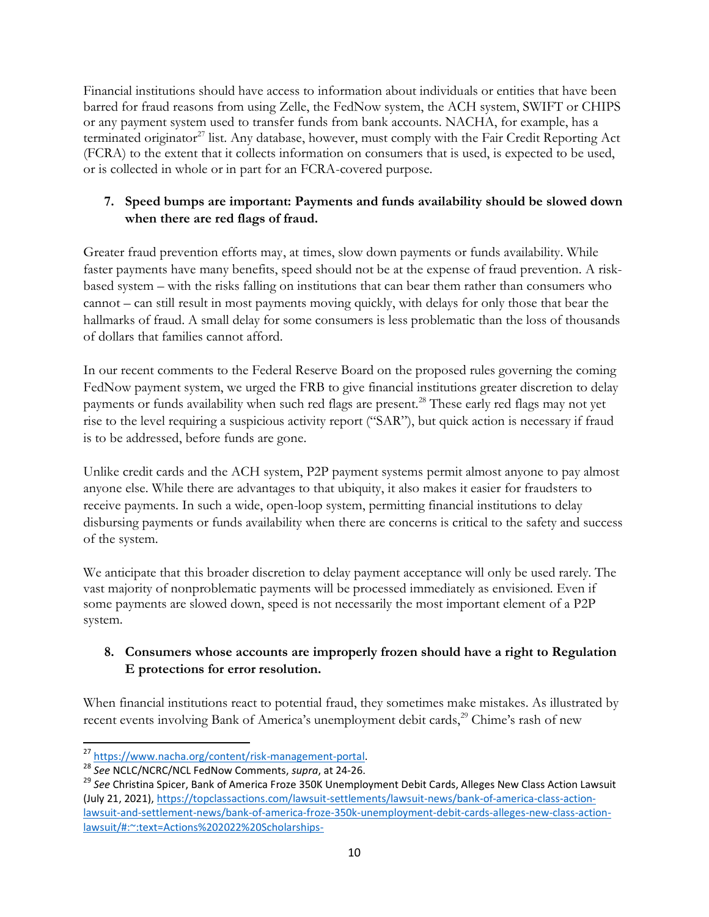Financial institutions should have access to information about individuals or entities that have been barred for fraud reasons from using Zelle, the FedNow system, the ACH system, SWIFT or CHIPS or any payment system used to transfer funds from bank accounts. NACHA, for example, has a terminated originator[27] list. Any database, however, must comply with the Fair Credit Reporting Act (FCRA) to the extent that it collects information on consumers that is used, is expected to be used, or is collected in whole or in part for an FCRA-covered purpose.

7. **Speed bumps are important: Payments and funds availability should be slowed down when there are red flags of fraud.**

Greater fraud prevention efforts may, at times, slow down payments or funds availability. While faster payments have many benefits, speed should not be at the expense of fraud prevention. A risk-based system – with the risks falling on institutions that can bear them rather than consumers who cannot – can still result in most payments moving quickly, with delays for only those that bear the hallmarks of fraud. A small delay for some consumers is less problematic than the loss of thousands of dollars that families cannot afford.

In our recent comments to the Federal Reserve Board on the proposed rules governing the coming FedNow payment system, we urged the FRB to give financial institutions greater discretion to delay payments or funds availability when such red flags are present.[28] These early red flags may not yet rise to the level requiring a suspicious activity report ("SAR"), but quick action is necessary if fraud is to be addressed, before funds are gone.

Unlike credit cards and the ACH system, P2P payment systems permit almost anyone to pay almost anyone else. While there are advantages to that ubiquity, it also makes it easier for fraudsters to receive payments. In such a wide, open-loop system, permitting financial institutions to delay disbursing payments or funds availability when there are concerns is critical to the safety and success of the system.

We anticipate that this broader discretion to delay payment acceptance will only be used rarely. The vast majority of nonproblematic payments will be processed immediately as envisioned. Even if some payments are slowed down, speed is not necessarily the most important element of a P2P system.

8. **Consumers whose accounts are improperly frozen should have a right to Regulation E protections for error resolution.**

When financial institutions react to potential fraud, they sometimes make mistakes. As illustrated by recent events involving Bank of America's unemployment debit cards,[29] Chime's rash of new

---

[27] https://www.nacha.org/content/risk-management-portal.

[28] *See* NCLC/NCRC/NCL FedNow Comments, *supra*, at 24-26.

[29] *See* Christina Spicer, Bank of America Froze 350K Unemployment Debit Cards, Alleges New Class Action Lawsuit (July 21, 2021), https://topclassactions.com/lawsuit-settlements/lawsuit-news/bank-of-america-class-action-lawsuit-and-settlement-news/bank-of-america-froze-350k-unemployment-debit-cards-alleges-new-class-action-lawsuit/#:~:text=Actions%202022%20Scholarships-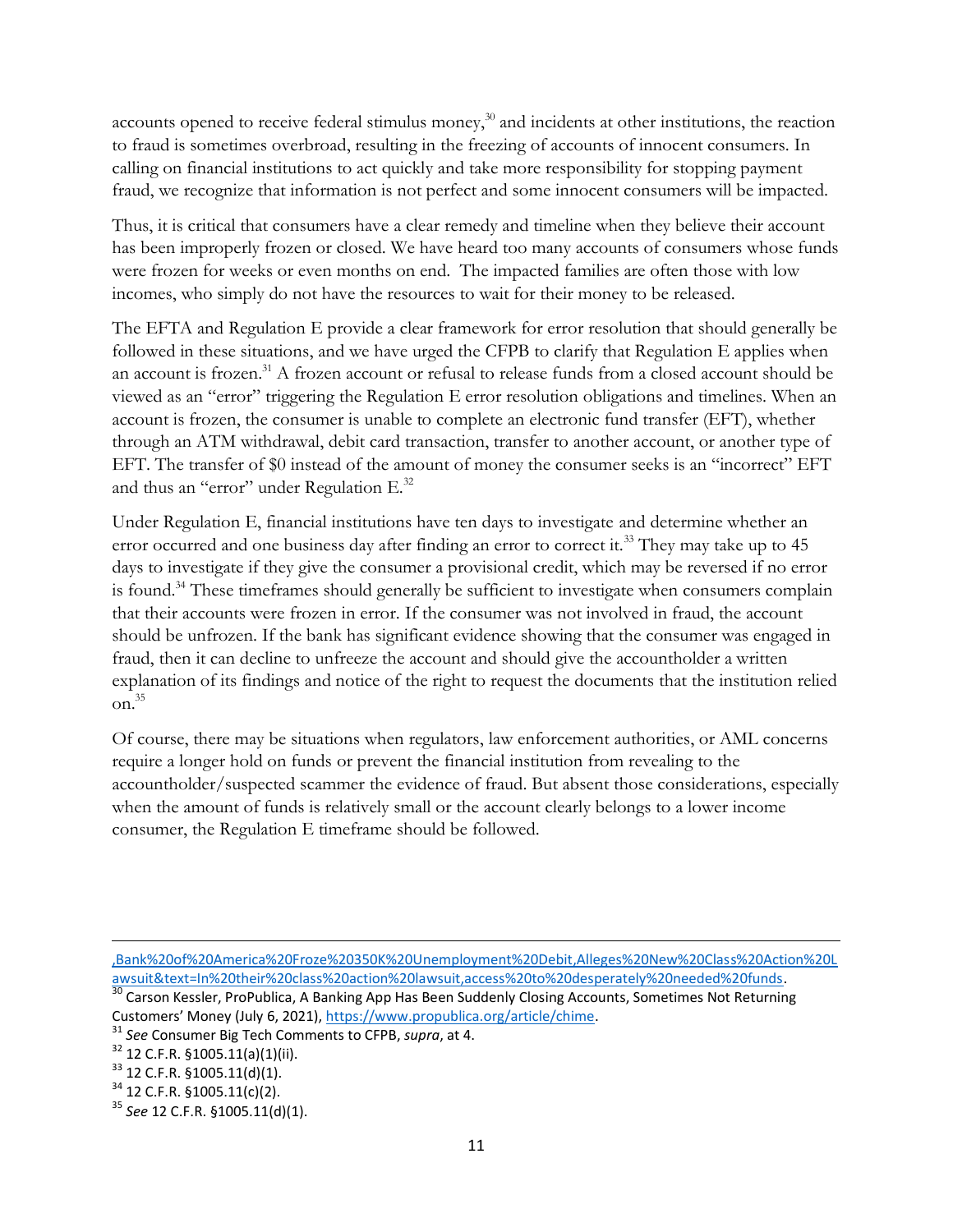accounts opened to receive federal stimulus money,[30] and incidents at other institutions, the reaction to fraud is sometimes overbroad, resulting in the freezing of accounts of innocent consumers. In calling on financial institutions to act quickly and take more responsibility for stopping payment fraud, we recognize that information is not perfect and some innocent consumers will be impacted.

Thus, it is critical that consumers have a clear remedy and timeline when they believe their account has been improperly frozen or closed. We have heard too many accounts of consumers whose funds were frozen for weeks or even months on end. The impacted families are often those with low incomes, who simply do not have the resources to wait for their money to be released.

The EFTA and Regulation E provide a clear framework for error resolution that should generally be followed in these situations, and we have urged the CFPB to clarify that Regulation E applies when an account is frozen.[31] A frozen account or refusal to release funds from a closed account should be viewed as an "error" triggering the Regulation E error resolution obligations and timelines. When an account is frozen, the consumer is unable to complete an electronic fund transfer (EFT), whether through an ATM withdrawal, debit card transaction, transfer to another account, or another type of EFT. The transfer of $0 instead of the amount of money the consumer seeks is an "incorrect" EFT and thus an "error" under Regulation E.[32]

Under Regulation E, financial institutions have ten days to investigate and determine whether an error occurred and one business day after finding an error to correct it.[33] They may take up to 45 days to investigate if they give the consumer a provisional credit, which may be reversed if no error is found.[34] These timeframes should generally be sufficient to investigate when consumers complain that their accounts were frozen in error. If the consumer was not involved in fraud, the account should be unfrozen. If the bank has significant evidence showing that the consumer was engaged in fraud, then it can decline to unfreeze the account and should give the accountholder a written explanation of its findings and notice of the right to request the documents that the institution relied on.[35]

Of course, there may be situations when regulators, law enforcement authorities, or AML concerns require a longer hold on funds or prevent the financial institution from revealing to the accountholder/suspected scammer the evidence of fraud. But absent those considerations, especially when the amount of funds is relatively small or the account clearly belongs to a lower income consumer, the Regulation E timeframe should be followed.

---

,Bank%20of%20America%20Froze%20350K%20Unemployment%20Debit,Alleges%20New%20Class%20Action%20Lawsuit&text=In%20their%20class%20action%20lawsuit,access%20to%20desperately%20needed%20funds.

[30] Carson Kessler, ProPublica, A Banking App Has Been Suddenly Closing Accounts, Sometimes Not Returning Customers' Money (July 6, 2021), https://www.propublica.org/article/chime.

[31] *See* Consumer Big Tech Comments to CFPB, *supra*, at 4.

[32] 12 C.F.R. §1005.11(a)(1)(ii).

[33] 12 C.F.R. §1005.11(d)(1).

[34] 12 C.F.R. §1005.11(c)(2).

[35] *See* 12 C.F.R. §1005.11(d)(1).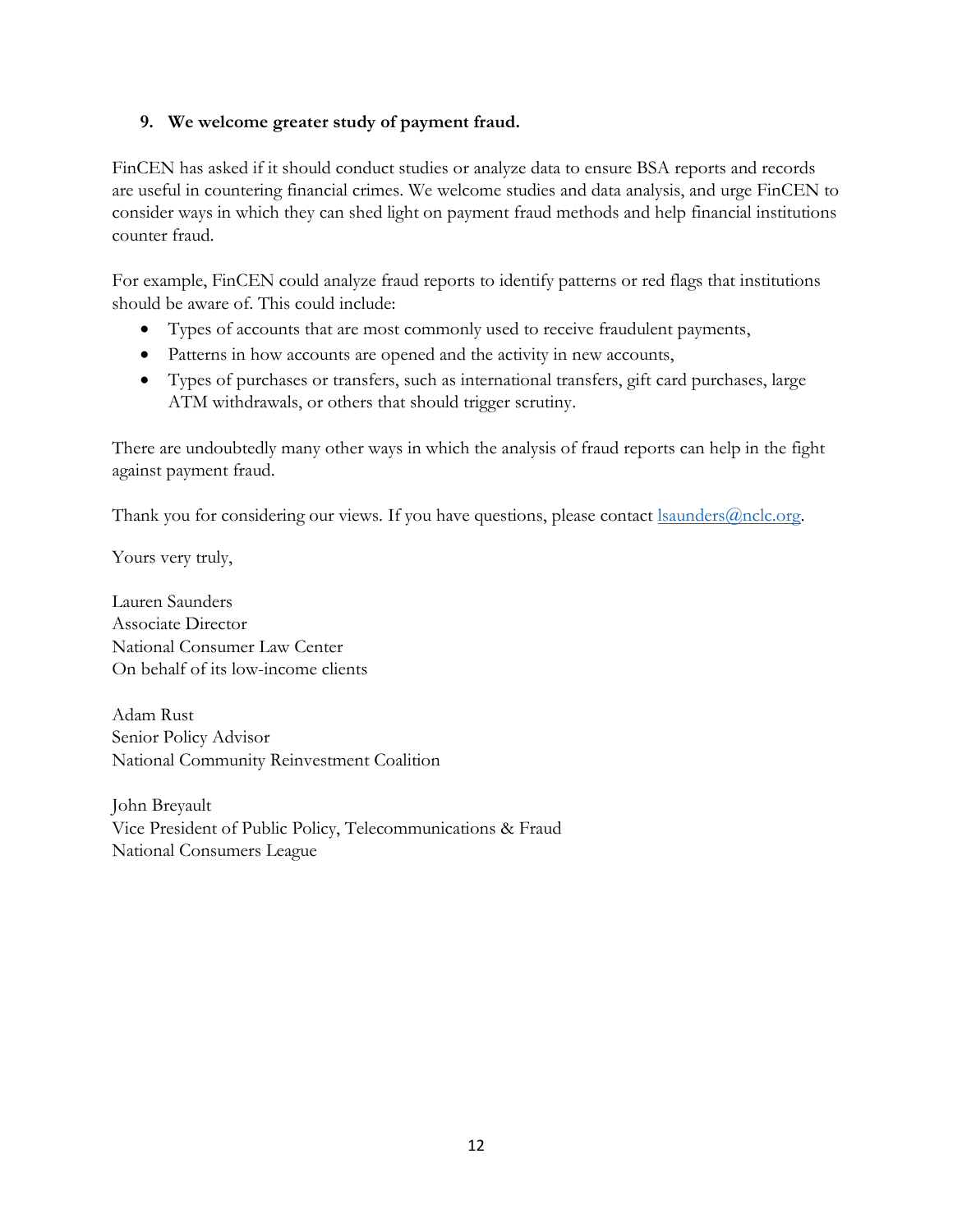**9. We welcome greater study of payment fraud.**

FinCEN has asked if it should conduct studies or analyze data to ensure BSA reports and records are useful in countering financial crimes. We welcome studies and data analysis, and urge FinCEN to consider ways in which they can shed light on payment fraud methods and help financial institutions counter fraud.

For example, FinCEN could analyze fraud reports to identify patterns or red flags that institutions should be aware of. This could include:

- Types of accounts that are most commonly used to receive fraudulent payments,
- Patterns in how accounts are opened and the activity in new accounts,
- Types of purchases or transfers, such as international transfers, gift card purchases, large ATM withdrawals, or others that should trigger scrutiny.

There are undoubtedly many other ways in which the analysis of fraud reports can help in the fight against payment fraud.

Thank you for considering our views. If you have questions, please contact lsaunders@nclc.org.

Yours very truly,

Lauren Saunders
Associate Director
National Consumer Law Center
On behalf of its low-income clients

Adam Rust
Senior Policy Advisor
National Community Reinvestment Coalition

John Breyault
Vice President of Public Policy, Telecommunications & Fraud
National Consumers League